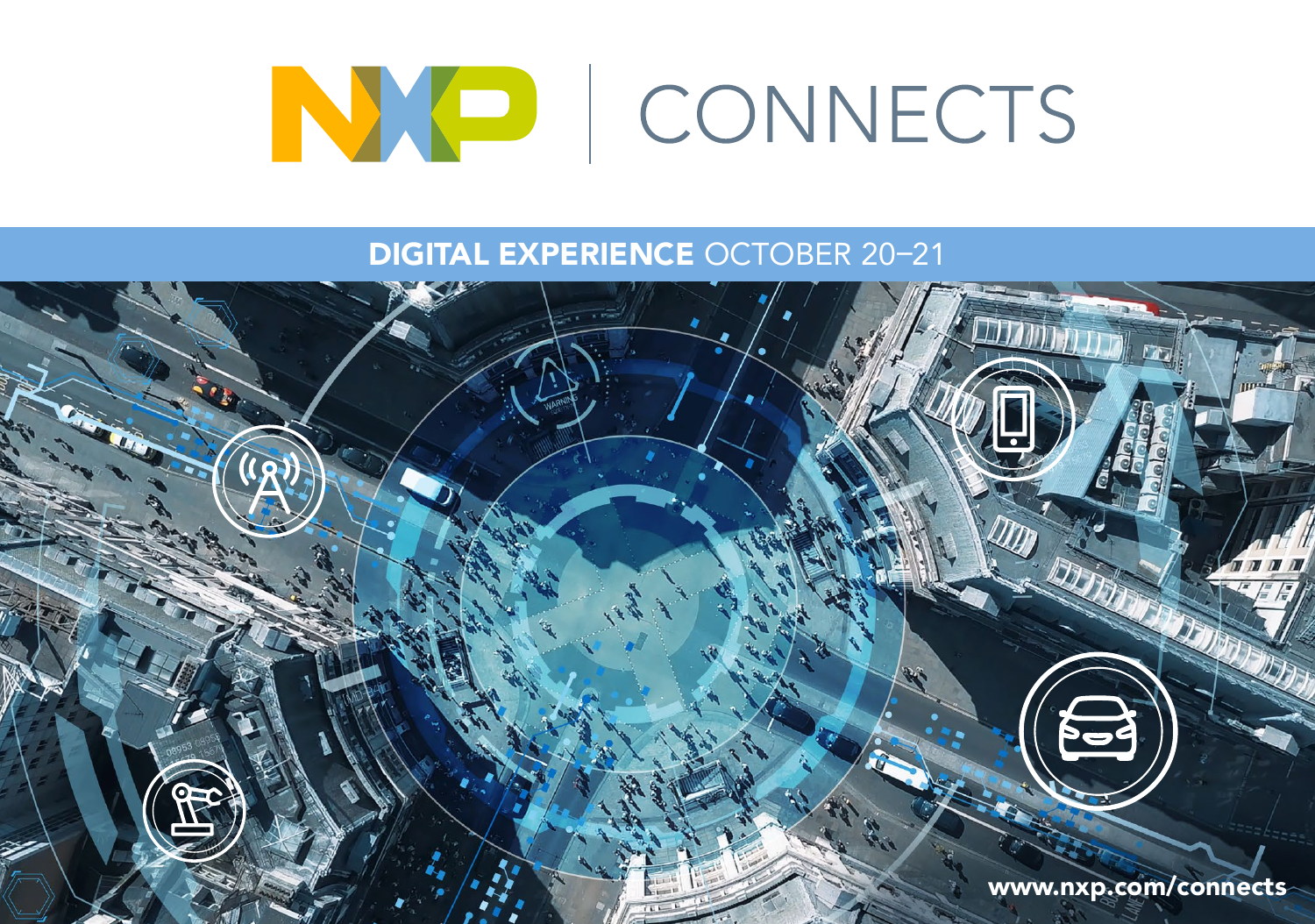# NXP | CONNECTS

**DIGITAL EXPERIENCE** OCTOBER 20–21

www.nxp.com/connects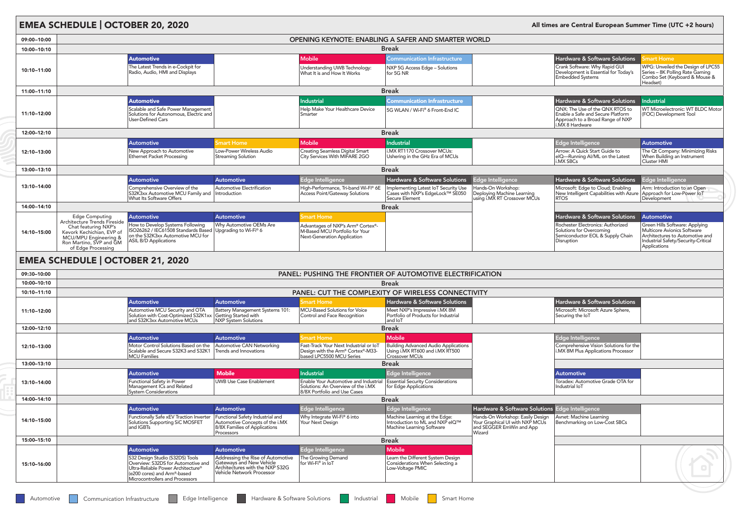# EMEA SCHEDULE | OCTOBER 20, 2020

All times are Central European Summer Time (UTC +2 hours)

| | | | | | | | | |
|---|---|---|---|---|---|---|---|---|
| 09:00–10:00 | OPENING KEYNOTE: ENABLING A SAFER AND SMARTER WORLD | | | | | | | |
| 10:00–10:10 | Break | | | | | | | |
| 10:10–11:00 | | **Automotive** The Latest Trends in e-Cockpit for Radio, Audio, HMI and Displays | | **Mobile** Understanding UWB Technology: What It is and How It Works | **Communication Infrastructure** NXP 5G Access Edge – Solutions for 5G NR | | **Hardware & Software Solutions** Crank Software: Why Rapid GUI Development is Essential for Today's Embedded Systems | **Smart Home** WPG: Unveiled the Design of LPC55 Series – 8K Polling Rate Gaming Combo Set (Keyboard & Mouse & Headset) |
| 11:00–11:10 | Break | | | | | | | |
| 11:10–12:00 | | **Automotive** Scalable and Safe Power Management Solutions for Autonomous, Electric and User-Defined Cars | | **Industrial** Help Make Your Healthcare Device Smarter | **Communication Infrastructure** 5G WLAN / Wi-Fi® 6 Front-End IC | | **Hardware & Software Solutions** QNX: The Use of the QNX RTOS to Enable a Safe and Secure Platform Approach to a Broad Range of NXP i.MX 8 Hardware | **Industrial** WT Microelectronic: WT BLDC Motor (FOC) Development Tool |
| 12:00–12:10 | Break | | | | | | | |
| 12:10–13:00 | | **Automotive** New Approach to Automotive Ethernet Packet Processing | **Smart Home** Low-Power Wireless Audio Streaming Solution | **Mobile** Creating Seamless Digital Smart City Services With MIFARE 2GO | **Industrial** i.MX RT1170 Crossover MCUs: Ushering in the GHz Era of MCUs | | **Edge Intelligence** Arrow: A Quick Start Guide to eIQ—Running AI/ML on the Latest i.MX SBCs | **Automotive** The Qt Company: Minimizing Risks When Building an Instrument Cluster HMI |
| 13:00–13:10 | Break | | | | | | | |
| 13:10–14:00 | | **Automotive** Comprehensive Overview of the S32K3xx Automotive MCU Family and What Its Software Offers | **Automotive** Automotive Electrification Introduction | **Edge Intelligence** High-Performance, Tri-band Wi-Fi® 6E Access Point/Gateway Solutions | **Hardware & Software Solutions** Implementing Latest IoT Security Use Cases with NXP's EdgeLock™ SE050 Secure Element | **Edge Intelligence** Hands-On Workshop: Deploying Machine Learning using i.MX RT Crossover MCUs | **Hardware & Software Solutions** Microsoft: Edge to Cloud; Enabling New Intelligent Capabilities with Azure RTOS | **Edge Intelligence** Arm: Introduction to an Open Approach for Low-Power IoT Development |
| 14:00–14:10 | Break | | | | | | | |
| 14:10–15:00 | Edge Computing Architecture Trends Fireside Chat featuring NXP's Kevork Kechichian, EVP of MCU/MPU Engineering & Ron Martino, SVP and GM of Edge Processing | **Automotive** How to Develop Systems Following ISO26262 / IEC61508 Standards Based on the S32K3xx Automotive MCU for ASIL B/D Applications | **Automotive** Why Automotive OEMs Are Upgrading to Wi-Fi® 6 | **Smart Home** Advantages of NXP's Arm® Cortex®-M-Based MCU Portfolio for Your Next-Generation Application | | | **Hardware & Software Solutions** Rochester Electronics: Authorized Solutions for Overcoming Semiconductor EOL & Supply Chain Disruption | **Automotive** Green Hills Software: Applying Multicore Avionics Software Architectures to Automotive and Industrial Safety/Security-Critical Applications |

# EMEA SCHEDULE | OCTOBER 21, 2020

| | | | | | | | |
|---|---|---|---|---|---|---|---|
| 09:30–10:00 | PANEL: PUSHING THE FRONTIER OF AUTOMOTIVE ELECTRIFICATION | | | | | | |
| 10:00–10:10 | Break | | | | | | |
| 10:10–11:10 | PANEL: CUT THE COMPLEXITY OF WIRELESS CONNECTIVITY | | | | | | |
| 11:10–12:00 | **Automotive** Automotive MCU Security and OTA Solution with Cost-Optimized S32K1xx and S32K3xx Automotive MCUs | **Automotive** Battery Management Systems 101: Getting Started with NXP System Solutions | **Smart Home** MCU-Based Solutions for Voice Control and Face Recognition | **Hardware & Software Solutions** Meet NXP's Impressive i.MX 8M Portfolio of Products for Industrial and IoT | | **Hardware & Software Solutions** Microsoft: Microsoft Azure Sphere, Securing the IoT | |
| 12:00–12:10 | Break | | | | | | |
| 12:10–13:00 | **Automotive** Motor Control Solutions Based on the Scalable and Secure S32K3 and S32K1 MCU Families | **Automotive** Automotive CAN Networking Trends and Innovations | **Smart Home** Fast-Track Your Next Industrial or IoT Design with the Arm® Cortex®-M33-based LPC5500 MCU Series | **Mobile** Building Advanced Audio Applications Using i.MX RT600 and i.MX RT500 Crossover MCUs | | **Edge Intelligence** Comprehensive Vision Solutions for the i.MX 8M Plus Applications Processor | |
| 13:00–13:10 | Break | | | | | | |
| 13:10–14:00 | **Automotive** Functional Safety in Power Management ICs and Related System Considerations | **Mobile** UWB Use Case Enablement | **Industrial** Enable Your Automotive and Industrial Solutions: An Overview of the i.MX 8/8X Portfolio and Use Cases | **Edge Intelligence** Essential Security Considerations for Edge Applications | | **Automotive** Toradex: Automotive Grade OTA for Industrial IoT | |
| 14:00–14:10 | Break | | | | | | |
| 14:10–15:00 | **Automotive** Functionally Safe xEV Traction Inverter Solutions Supporting SiC MOSFET and IGBTs | **Automotive** Functional Safety Industrial and Automotive Concepts of the i.MX 8/8X Families of Applications Processors | **Edge Intelligence** Why Integrate Wi-Fi® 6 into Your Next Design | **Edge Intelligence** Machine Learning at the Edge: Introduction to ML and NXP eIQ™ Machine Learning Software | **Hardware & Software Solutions** Hands-On Workshop: Easily Design Your Graphical UI with NXP MCUs and SEGGER EmWin and App Wizard | **Edge Intelligence** Avnet: Machine Learning Benchmarking on Low-Cost SBCs | |
| 15:00–15:10 | Break | | | | | | |
| 15:10–16:00 | **Automotive** S32 Design Studio (S32DS) Tools Overview: S32DS for Automotive and Ultra-Reliable Power Architecture® (e200 cores) and Arm®-based Microcontrollers and Processors | **Automotive** Addressing the Rise of Automotive Gateways and New Vehicle Architectures with the NXP S32G Vehicle Network Processor | **Edge Intelligence** The Growing Demand for Wi-Fi® in IoT | **Mobile** Learn the Different System Design Considerations When Selecting a Low-Voltage PMIC | | | |

Automotive | Communication Infrastructure | Edge Intelligence | Hardware & Software Solutions | Industrial | Mobile | Smart Home